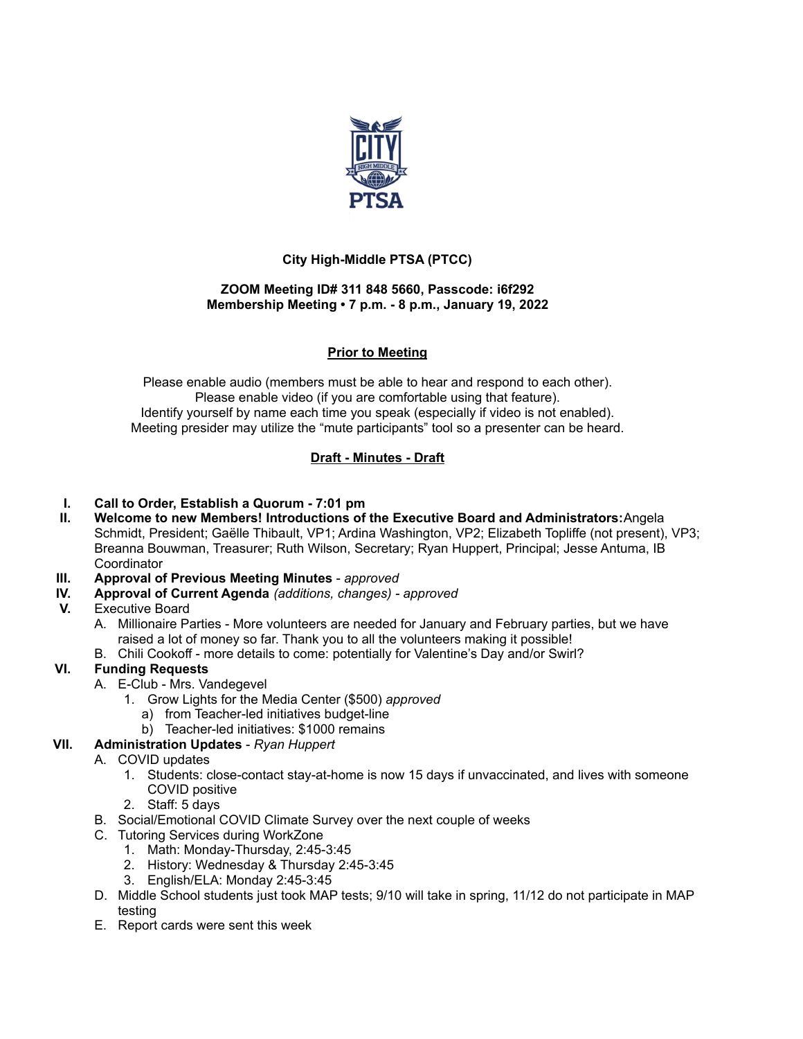**City High-Middle PTSA (PTCC)**

**ZOOM Meeting ID# 311 848 5660, Passcode: i6f292**
**Membership Meeting • 7 p.m. - 8 p.m., January 19, 2022**

**Prior to Meeting**

Please enable audio (members must be able to hear and respond to each other).
Please enable video (if you are comfortable using that feature).
Identify yourself by name each time you speak (especially if video is not enabled).
Meeting presider may utilize the "mute participants" tool so a presenter can be heard.

**Draft - Minutes - Draft**

I. **Call to Order, Establish a Quorum - 7:01 pm**

II. **Welcome to new Members! Introductions of the Executive Board and Administrators:** Angela Schmidt, President; Gaëlle Thibault, VP1; Ardina Washington, VP2; Elizabeth Topliffe (not present), VP3; Breanna Bouwman, Treasurer; Ruth Wilson, Secretary; Ryan Huppert, Principal; Jesse Antuma, IB Coordinator

III. **Approval of Previous Meeting Minutes** - *approved*

IV. **Approval of Current Agenda** *(additions, changes) - approved*

V. Executive Board
   - A. Millionaire Parties - More volunteers are needed for January and February parties, but we have raised a lot of money so far. Thank you to all the volunteers making it possible!
   - B. Chili Cookoff - more details to come: potentially for Valentine's Day and/or Swirl?

VI. **Funding Requests**
   - A. E-Club - Mrs. Vandegevel
     1. Grow Lights for the Media Center ($500) *approved*
        - a) from Teacher-led initiatives budget-line
        - b) Teacher-led initiatives: $1000 remains

VII. **Administration Updates** - *Ryan Huppert*
   - A. COVID updates
     1. Students: close-contact stay-at-home is now 15 days if unvaccinated, and lives with someone COVID positive
     2. Staff: 5 days
   - B. Social/Emotional COVID Climate Survey over the next couple of weeks
   - C. Tutoring Services during WorkZone
     1. Math: Monday-Thursday, 2:45-3:45
     2. History: Wednesday & Thursday 2:45-3:45
     3. English/ELA: Monday 2:45-3:45
   - D. Middle School students just took MAP tests; 9/10 will take in spring, 11/12 do not participate in MAP testing
   - E. Report cards were sent this week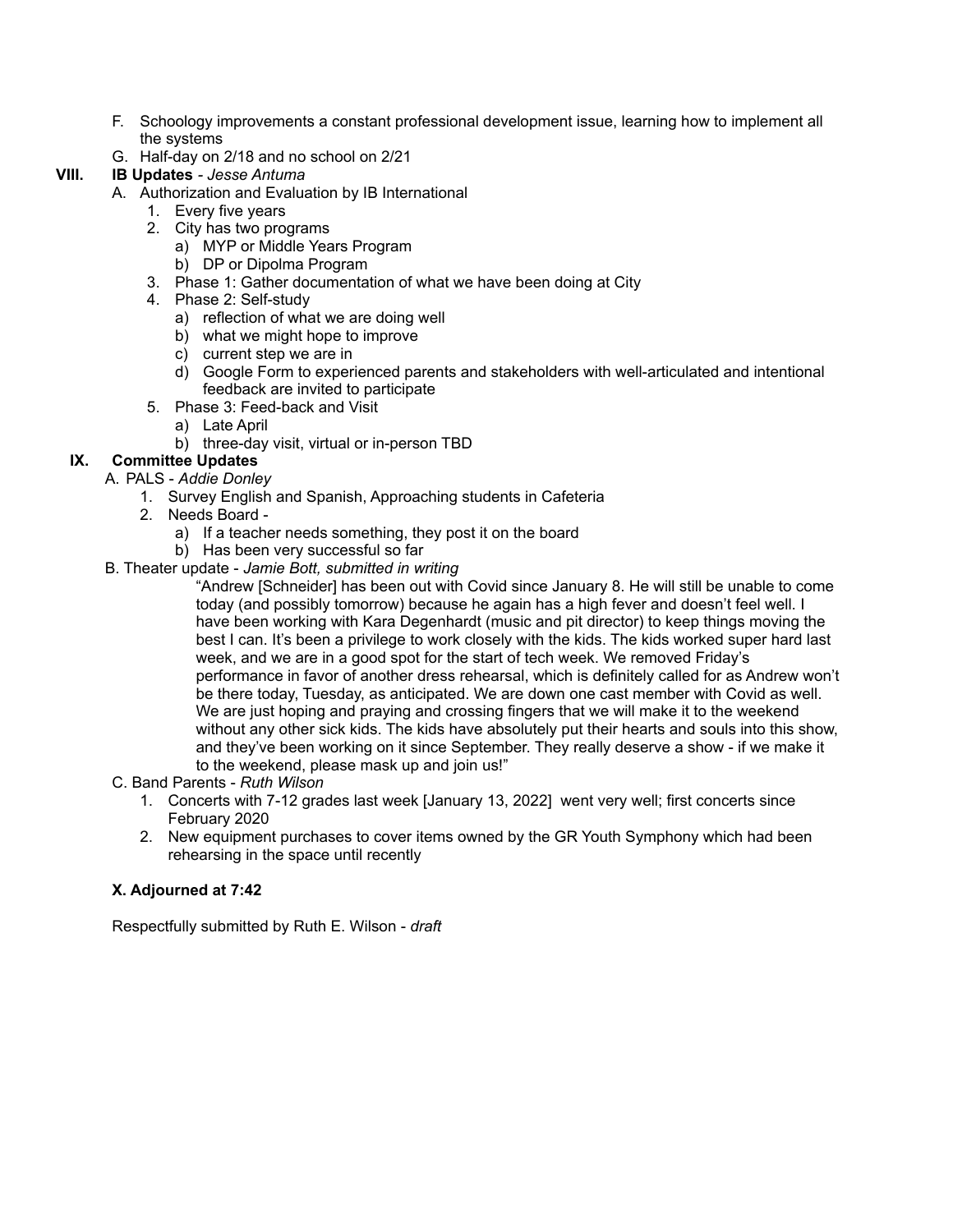F. Schoology improvements a constant professional development issue, learning how to implement all the systems

G. Half-day on 2/18 and no school on 2/21

## VIII. IB Updates - *Jesse Antuma*

A. Authorization and Evaluation by IB International
   1. Every five years
   2. City has two programs
      a) MYP or Middle Years Program
      b) DP or Dipolma Program
   3. Phase 1: Gather documentation of what we have been doing at City
   4. Phase 2: Self-study
      a) reflection of what we are doing well
      b) what we might hope to improve
      c) current step we are in
      d) Google Form to experienced parents and stakeholders with well-articulated and intentional feedback are invited to participate
   5. Phase 3: Feed-back and Visit
      a) Late April
      b) three-day visit, virtual or in-person TBD

## IX. Committee Updates

A. PALS - *Addie Donley*
   1. Survey English and Spanish, Approaching students in Cafeteria
   2. Needs Board -
      a) If a teacher needs something, they post it on the board
      b) Has been very successful so far

B. Theater update - *Jamie Bott, submitted in writing*

> "Andrew [Schneider] has been out with Covid since January 8. He will still be unable to come today (and possibly tomorrow) because he again has a high fever and doesn't feel well. I have been working with Kara Degenhardt (music and pit director) to keep things moving the best I can. It's been a privilege to work closely with the kids. The kids worked super hard last week, and we are in a good spot for the start of tech week. We removed Friday's performance in favor of another dress rehearsal, which is definitely called for as Andrew won't be there today, Tuesday, as anticipated. We are down one cast member with Covid as well. We are just hoping and praying and crossing fingers that we will make it to the weekend without any other sick kids. The kids have absolutely put their hearts and souls into this show, and they've been working on it since September. They really deserve a show - if we make it to the weekend, please mask up and join us!"

C. Band Parents - *Ruth Wilson*
   1. Concerts with 7-12 grades last week [January 13, 2022] went very well; first concerts since February 2020
   2. New equipment purchases to cover items owned by the GR Youth Symphony which had been rehearsing in the space until recently

## X. Adjourned at 7:42

Respectfully submitted by Ruth E. Wilson - *draft*